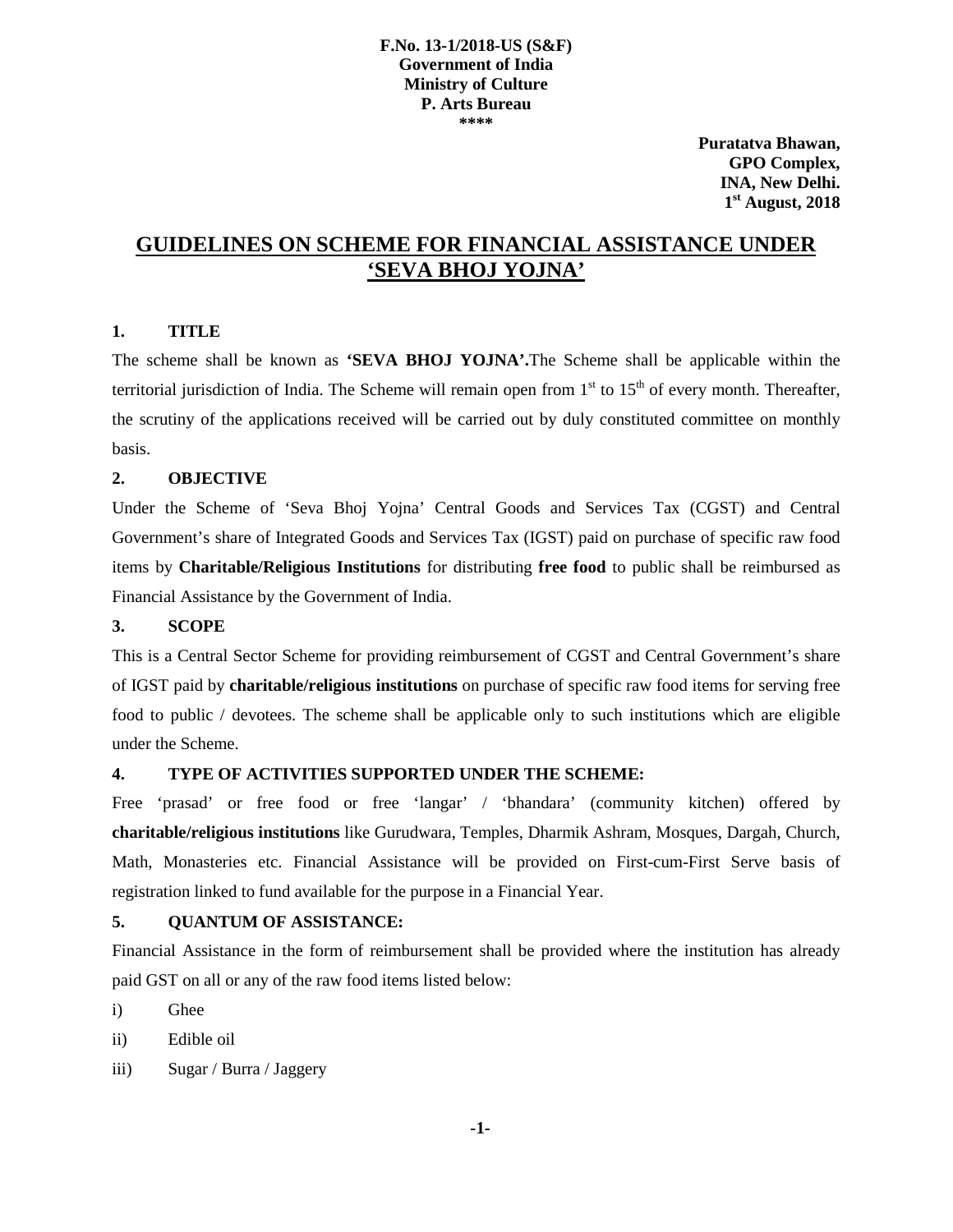**F.No. 13-1/2018-US (S&F)**
**Government of India**
**Ministry of Culture**
**P. Arts Bureau**
\*\*\*\*

**Puratatva Bhawan,**
**GPO Complex,**
**INA, New Delhi.**
**1st August, 2018**

# GUIDELINES ON SCHEME FOR FINANCIAL ASSISTANCE UNDER 'SEVA BHOJ YOJNA'

## 1. TITLE

The scheme shall be known as **'SEVA BHOJ YOJNA'.**The Scheme shall be applicable within the territorial jurisdiction of India. The Scheme will remain open from 1st to 15th of every month. Thereafter, the scrutiny of the applications received will be carried out by duly constituted committee on monthly basis.

## 2. OBJECTIVE

Under the Scheme of 'Seva Bhoj Yojna' Central Goods and Services Tax (CGST) and Central Government's share of Integrated Goods and Services Tax (IGST) paid on purchase of specific raw food items by **Charitable/Religious Institutions** for distributing **free food** to public shall be reimbursed as Financial Assistance by the Government of India.

## 3. SCOPE

This is a Central Sector Scheme for providing reimbursement of CGST and Central Government's share of IGST paid by **charitable/religious institutions** on purchase of specific raw food items for serving free food to public / devotees. The scheme shall be applicable only to such institutions which are eligible under the Scheme.

## 4. TYPE OF ACTIVITIES SUPPORTED UNDER THE SCHEME:

Free 'prasad' or free food or free 'langar' / 'bhandara' (community kitchen) offered by **charitable/religious institutions** like Gurudwara, Temples, Dharmik Ashram, Mosques, Dargah, Church, Math, Monasteries etc. Financial Assistance will be provided on First-cum-First Serve basis of registration linked to fund available for the purpose in a Financial Year.

## 5. QUANTUM OF ASSISTANCE:

Financial Assistance in the form of reimbursement shall be provided where the institution has already paid GST on all or any of the raw food items listed below:

i) Ghee

ii) Edible oil

iii) Sugar / Burra / Jaggery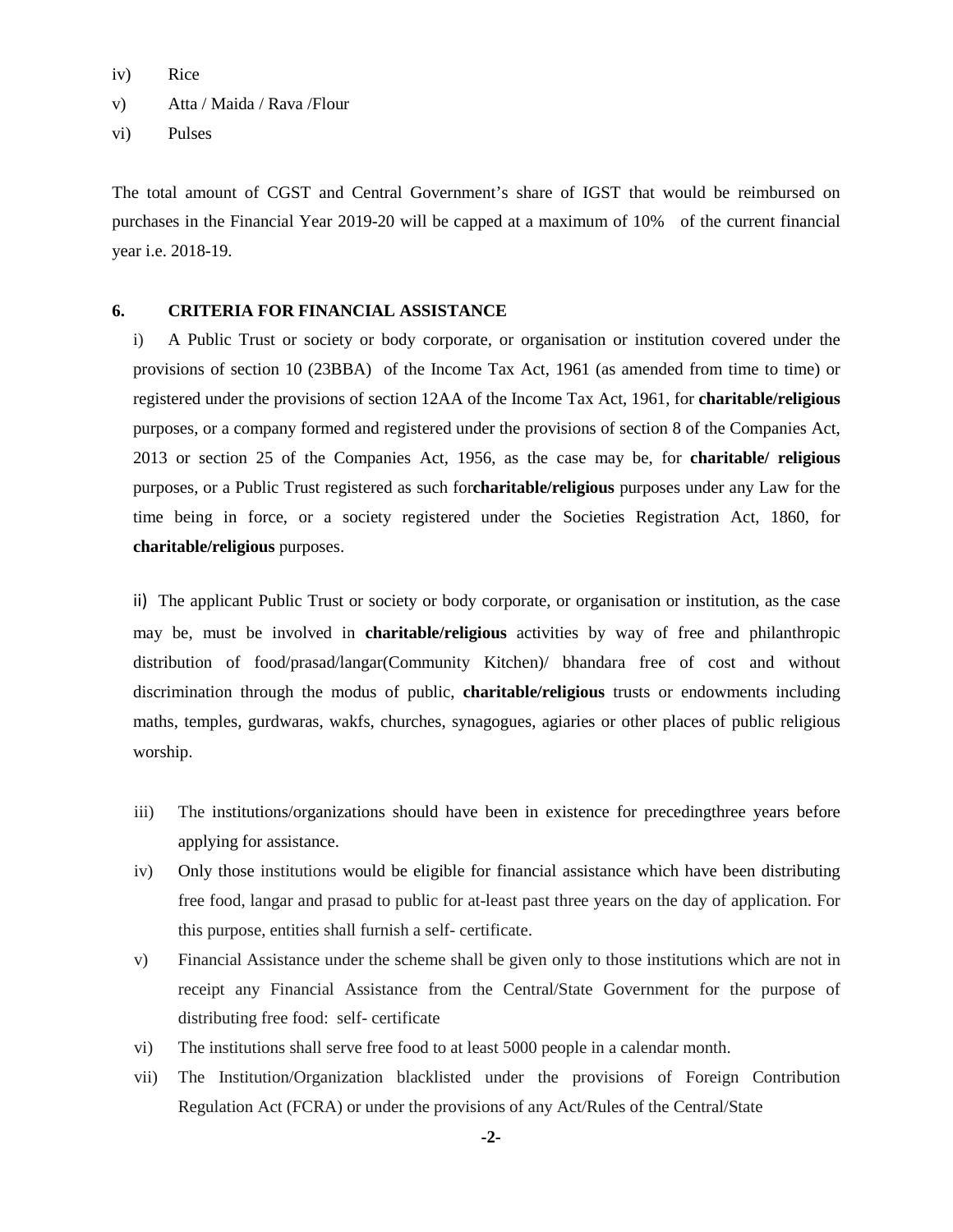iv) Rice

v) Atta / Maida / Rava /Flour

vi) Pulses

The total amount of CGST and Central Government's share of IGST that would be reimbursed on purchases in the Financial Year 2019-20 will be capped at a maximum of 10% of the current financial year i.e. 2018-19.

## 6. CRITERIA FOR FINANCIAL ASSISTANCE

i) A Public Trust or society or body corporate, or organisation or institution covered under the provisions of section 10 (23BBA) of the Income Tax Act, 1961 (as amended from time to time) or registered under the provisions of section 12AA of the Income Tax Act, 1961, for **charitable/religious** purposes, or a company formed and registered under the provisions of section 8 of the Companies Act, 2013 or section 25 of the Companies Act, 1956, as the case may be, for **charitable/ religious** purposes, or a Public Trust registered as such for**charitable/religious** purposes under any Law for the time being in force, or a society registered under the Societies Registration Act, 1860, for **charitable/religious** purposes.

ii) The applicant Public Trust or society or body corporate, or organisation or institution, as the case may be, must be involved in **charitable/religious** activities by way of free and philanthropic distribution of food/prasad/langar(Community Kitchen)/ bhandara free of cost and without discrimination through the modus of public, **charitable/religious** trusts or endowments including maths, temples, gurdwaras, wakfs, churches, synagogues, agiaries or other places of public religious worship.

iii) The institutions/organizations should have been in existence for precedingthree years before applying for assistance.

iv) Only those institutions would be eligible for financial assistance which have been distributing free food, langar and prasad to public for at-least past three years on the day of application. For this purpose, entities shall furnish a self- certificate.

v) Financial Assistance under the scheme shall be given only to those institutions which are not in receipt any Financial Assistance from the Central/State Government for the purpose of distributing free food: self- certificate

vi) The institutions shall serve free food to at least 5000 people in a calendar month.

vii) The Institution/Organization blacklisted under the provisions of Foreign Contribution Regulation Act (FCRA) or under the provisions of any Act/Rules of the Central/State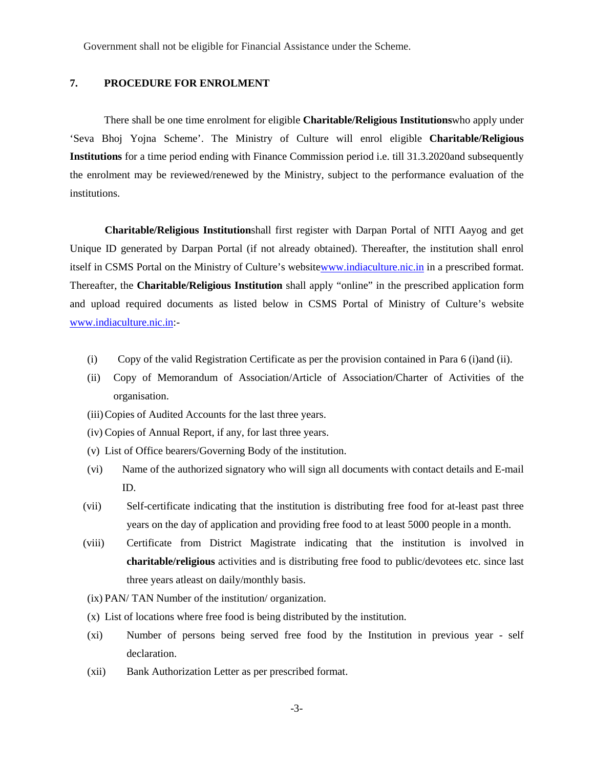Government shall not be eligible for Financial Assistance under the Scheme.

## 7. PROCEDURE FOR ENROLMENT

There shall be one time enrolment for eligible **Charitable/Religious Institutions**who apply under 'Seva Bhoj Yojna Scheme'. The Ministry of Culture will enrol eligible **Charitable/Religious Institutions** for a time period ending with Finance Commission period i.e. till 31.3.2020and subsequently the enrolment may be reviewed/renewed by the Ministry, subject to the performance evaluation of the institutions.

**Charitable/Religious Institution**shall first register with Darpan Portal of NITI Aayog and get Unique ID generated by Darpan Portal (if not already obtained). Thereafter, the institution shall enrol itself in CSMS Portal on the Ministry of Culture's websitewww.indiaculture.nic.in in a prescribed format. Thereafter, the **Charitable/Religious Institution** shall apply "online" in the prescribed application form and upload required documents as listed below in CSMS Portal of Ministry of Culture's website www.indiaculture.nic.in:-

(i) Copy of the valid Registration Certificate as per the provision contained in Para 6 (i)and (ii).

(ii) Copy of Memorandum of Association/Article of Association/Charter of Activities of the organisation.

(iii) Copies of Audited Accounts for the last three years.

(iv) Copies of Annual Report, if any, for last three years.

(v) List of Office bearers/Governing Body of the institution.

(vi) Name of the authorized signatory who will sign all documents with contact details and E-mail ID.

(vii) Self-certificate indicating that the institution is distributing free food for at-least past three years on the day of application and providing free food to at least 5000 people in a month.

(viii) Certificate from District Magistrate indicating that the institution is involved in **charitable/religious** activities and is distributing free food to public/devotees etc. since last three years atleast on daily/monthly basis.

(ix) PAN/ TAN Number of the institution/ organization.

(x) List of locations where free food is being distributed by the institution.

(xi) Number of persons being served free food by the Institution in previous year - self declaration.

(xii) Bank Authorization Letter as per prescribed format.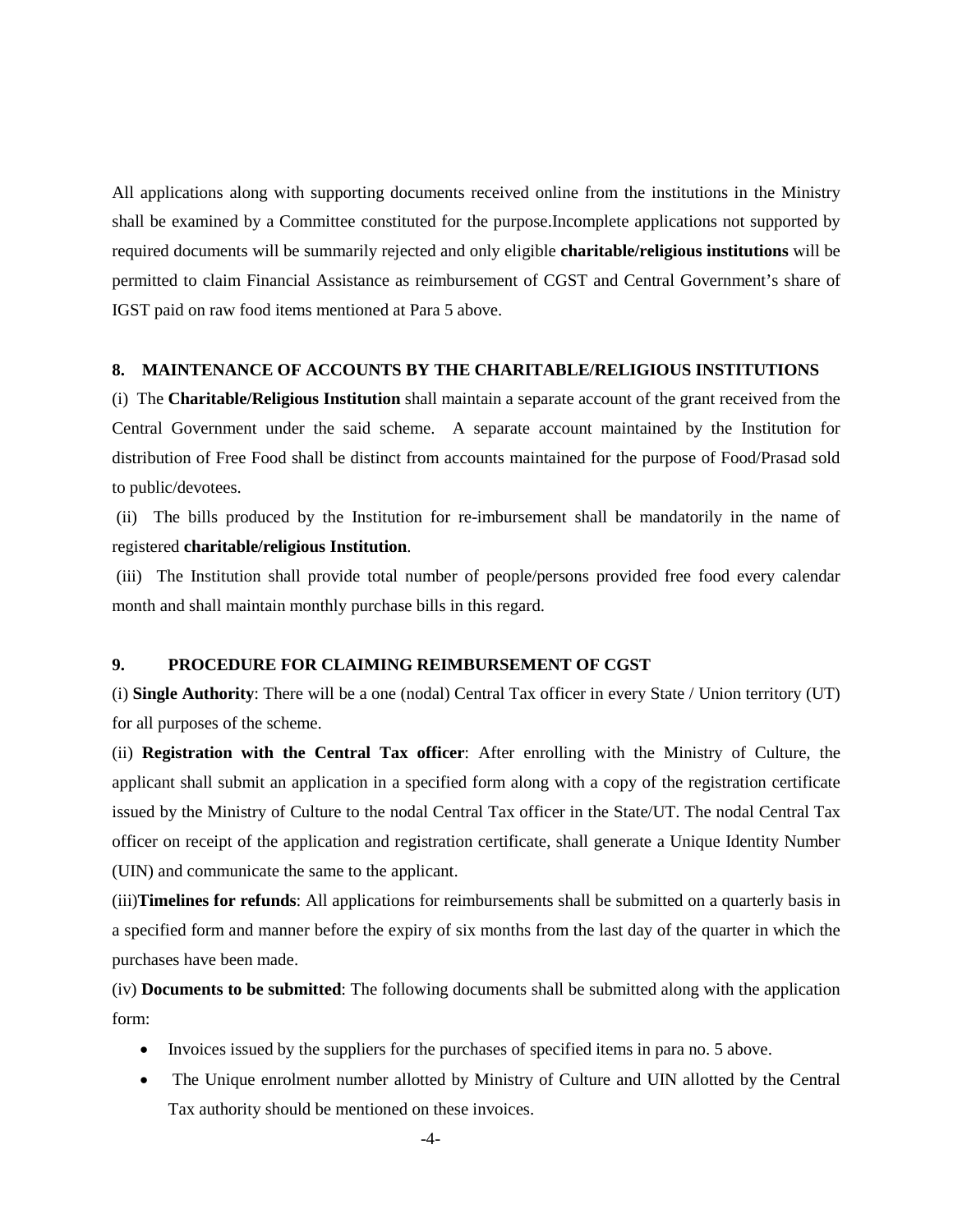All applications along with supporting documents received online from the institutions in the Ministry shall be examined by a Committee constituted for the purpose.Incomplete applications not supported by required documents will be summarily rejected and only eligible **charitable/religious institutions** will be permitted to claim Financial Assistance as reimbursement of CGST and Central Government's share of IGST paid on raw food items mentioned at Para 5 above.

## 8. MAINTENANCE OF ACCOUNTS BY THE CHARITABLE/RELIGIOUS INSTITUTIONS

(i) The **Charitable/Religious Institution** shall maintain a separate account of the grant received from the Central Government under the said scheme. A separate account maintained by the Institution for distribution of Free Food shall be distinct from accounts maintained for the purpose of Food/Prasad sold to public/devotees.

(ii) The bills produced by the Institution for re-imbursement shall be mandatorily in the name of registered **charitable/religious Institution**.

(iii) The Institution shall provide total number of people/persons provided free food every calendar month and shall maintain monthly purchase bills in this regard.

## 9. PROCEDURE FOR CLAIMING REIMBURSEMENT OF CGST

(i) **Single Authority**: There will be a one (nodal) Central Tax officer in every State / Union territory (UT) for all purposes of the scheme.

(ii) **Registration with the Central Tax officer**: After enrolling with the Ministry of Culture, the applicant shall submit an application in a specified form along with a copy of the registration certificate issued by the Ministry of Culture to the nodal Central Tax officer in the State/UT. The nodal Central Tax officer on receipt of the application and registration certificate, shall generate a Unique Identity Number (UIN) and communicate the same to the applicant.

(iii)**Timelines for refunds**: All applications for reimbursements shall be submitted on a quarterly basis in a specified form and manner before the expiry of six months from the last day of the quarter in which the purchases have been made.

(iv) **Documents to be submitted**: The following documents shall be submitted along with the application form:

- Invoices issued by the suppliers for the purchases of specified items in para no. 5 above.
- The Unique enrolment number allotted by Ministry of Culture and UIN allotted by the Central Tax authority should be mentioned on these invoices.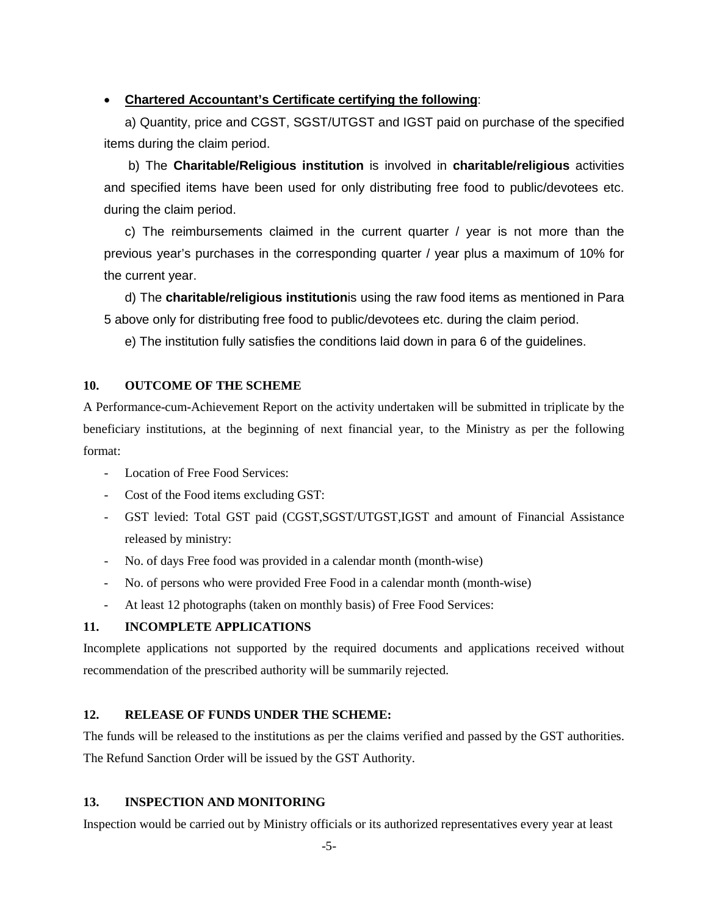- **Chartered Accountant's Certificate certifying the following**:

  a) Quantity, price and CGST, SGST/UTGST and IGST paid on purchase of the specified items during the claim period.

  b) The **Charitable/Religious institution** is involved in **charitable/religious** activities and specified items have been used for only distributing free food to public/devotees etc. during the claim period.

  c) The reimbursements claimed in the current quarter / year is not more than the previous year's purchases in the corresponding quarter / year plus a maximum of 10% for the current year.

  d) The **charitable/religious institution**is using the raw food items as mentioned in Para 5 above only for distributing free food to public/devotees etc. during the claim period.

  e) The institution fully satisfies the conditions laid down in para 6 of the guidelines.

## 10. OUTCOME OF THE SCHEME

A Performance-cum-Achievement Report on the activity undertaken will be submitted in triplicate by the beneficiary institutions, at the beginning of next financial year, to the Ministry as per the following format:

- Location of Free Food Services:
- Cost of the Food items excluding GST:
- GST levied: Total GST paid (CGST,SGST/UTGST,IGST and amount of Financial Assistance released by ministry:
- No. of days Free food was provided in a calendar month (month-wise)
- No. of persons who were provided Free Food in a calendar month (month-wise)
- At least 12 photographs (taken on monthly basis) of Free Food Services:

## 11. INCOMPLETE APPLICATIONS

Incomplete applications not supported by the required documents and applications received without recommendation of the prescribed authority will be summarily rejected.

## 12. RELEASE OF FUNDS UNDER THE SCHEME:

The funds will be released to the institutions as per the claims verified and passed by the GST authorities. The Refund Sanction Order will be issued by the GST Authority.

## 13. INSPECTION AND MONITORING

Inspection would be carried out by Ministry officials or its authorized representatives every year at least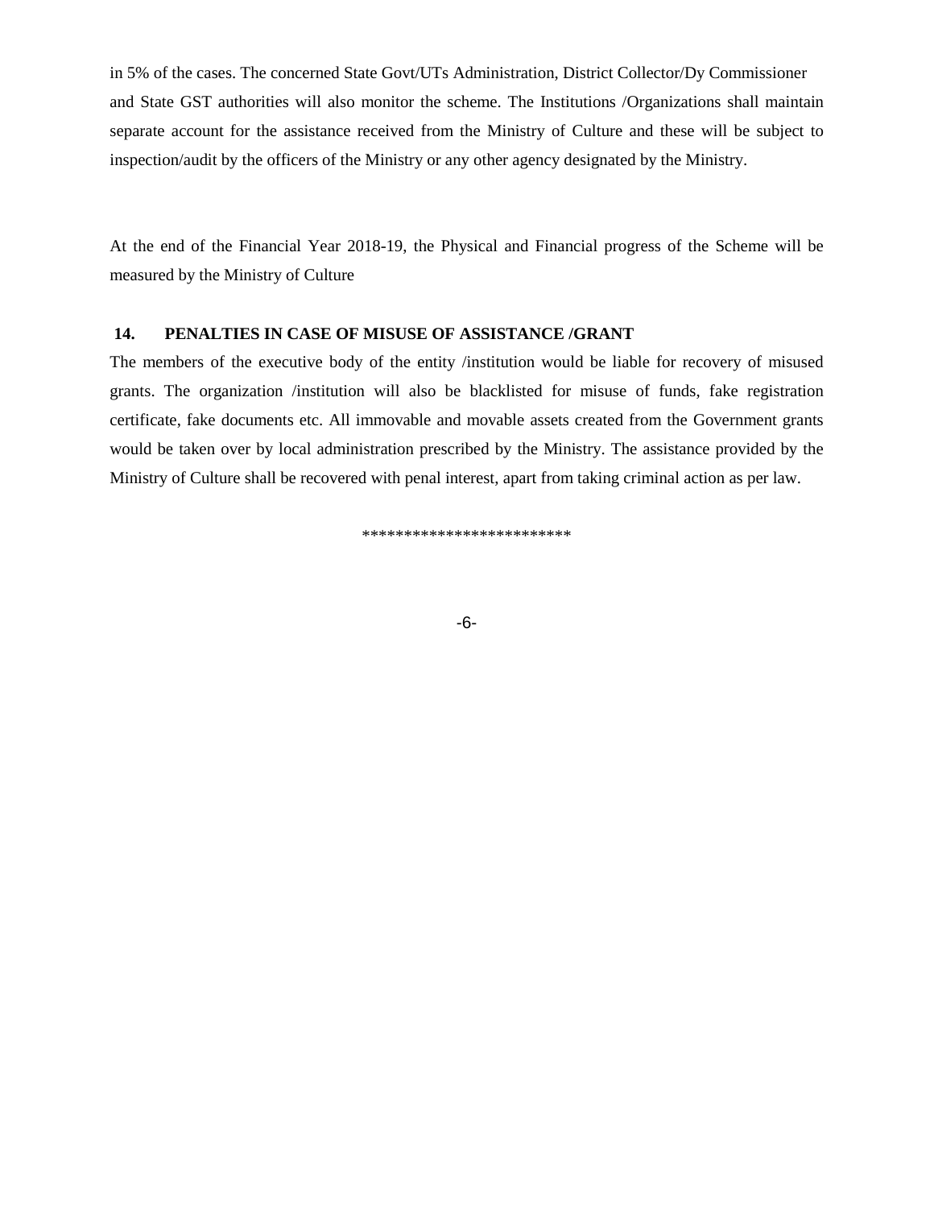in 5% of the cases. The concerned State Govt/UTs Administration, District Collector/Dy Commissioner and State GST authorities will also monitor the scheme. The Institutions /Organizations shall maintain separate account for the assistance received from the Ministry of Culture and these will be subject to inspection/audit by the officers of the Ministry or any other agency designated by the Ministry.

At the end of the Financial Year 2018-19, the Physical and Financial progress of the Scheme will be measured by the Ministry of Culture

## 14. PENALTIES IN CASE OF MISUSE OF ASSISTANCE /GRANT

The members of the executive body of the entity /institution would be liable for recovery of misused grants. The organization /institution will also be blacklisted for misuse of funds, fake registration certificate, fake documents etc. All immovable and movable assets created from the Government grants would be taken over by local administration prescribed by the Ministry. The assistance provided by the Ministry of Culture shall be recovered with penal interest, apart from taking criminal action as per law.

*************************